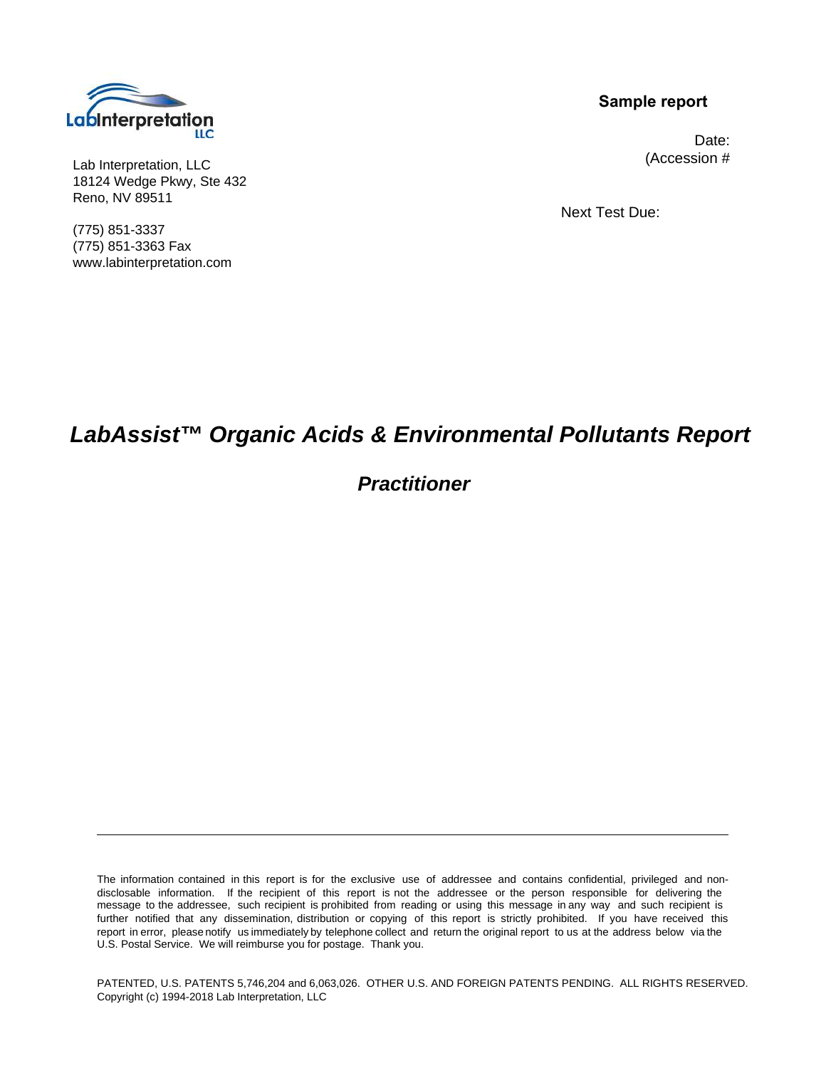Lab Interpretation LLC

**Sample report**

Date:
(Accession #

Lab Interpretation, LLC
18124 Wedge Pkwy, Ste 432
Reno, NV 89511

(775) 851-3337
(775) 851-3363 Fax
www.labinterpretation.com

Next Test Due:

# *LabAssist™ Organic Acids & Environmental Pollutants Report*

## *Practitioner*

---

The information contained in this report is for the exclusive use of addressee and contains confidential, privileged and non-disclosable information. If the recipient of this report is not the addressee or the person responsible for delivering the message to the addressee, such recipient is prohibited from reading or using this message in any way and such recipient is further notified that any dissemination, distribution or copying of this report is strictly prohibited. If you have received this report in error, please notify us immediately by telephone collect and return the original report to us at the address below via the U.S. Postal Service. We will reimburse you for postage. Thank you.

PATENTED, U.S. PATENTS 5,746,204 and 6,063,026. OTHER U.S. AND FOREIGN PATENTS PENDING. ALL RIGHTS RESERVED.
Copyright (c) 1994-2018 Lab Interpretation, LLC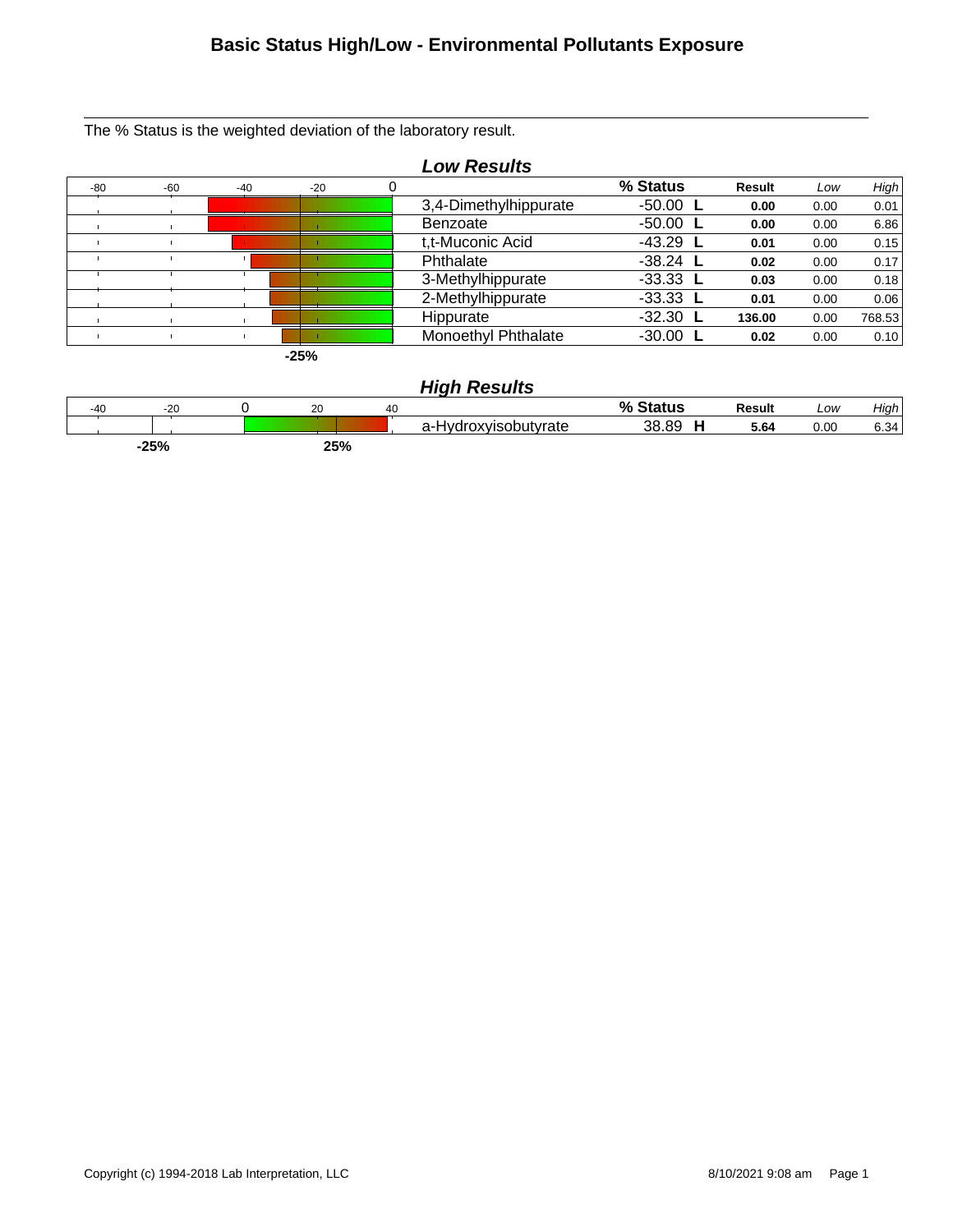# Basic Status High/Low - Environmental Pollutants Exposure

The % Status is the weighted deviation of the laboratory result.

## *Low Results*

| | % Status | | Result | Low | High |
|---|---|---|---|---|---|
| 3,4-Dimethylhippurate | -50.00 | L | **0.00** | 0.00 | 0.01 |
| Benzoate | -50.00 | L | **0.00** | 0.00 | 6.86 |
| t,t-Muconic Acid | -43.29 | L | **0.01** | 0.00 | 0.15 |
| Phthalate | -38.24 | L | **0.02** | 0.00 | 0.17 |
| 3-Methylhippurate | -33.33 | L | **0.03** | 0.00 | 0.18 |
| 2-Methylhippurate | -33.33 | L | **0.01** | 0.00 | 0.06 |
| Hippurate | -32.30 | L | **136.00** | 0.00 | 768.53 |
| Monoethyl Phthalate | -30.00 | L | **0.02** | 0.00 | 0.10 |

## *High Results*

| | % Status | | Result | Low | High |
|---|---|---|---|---|---|
| a-Hydroxyisobutyrate | 38.89 | H | **5.64** | 0.00 | 6.34 |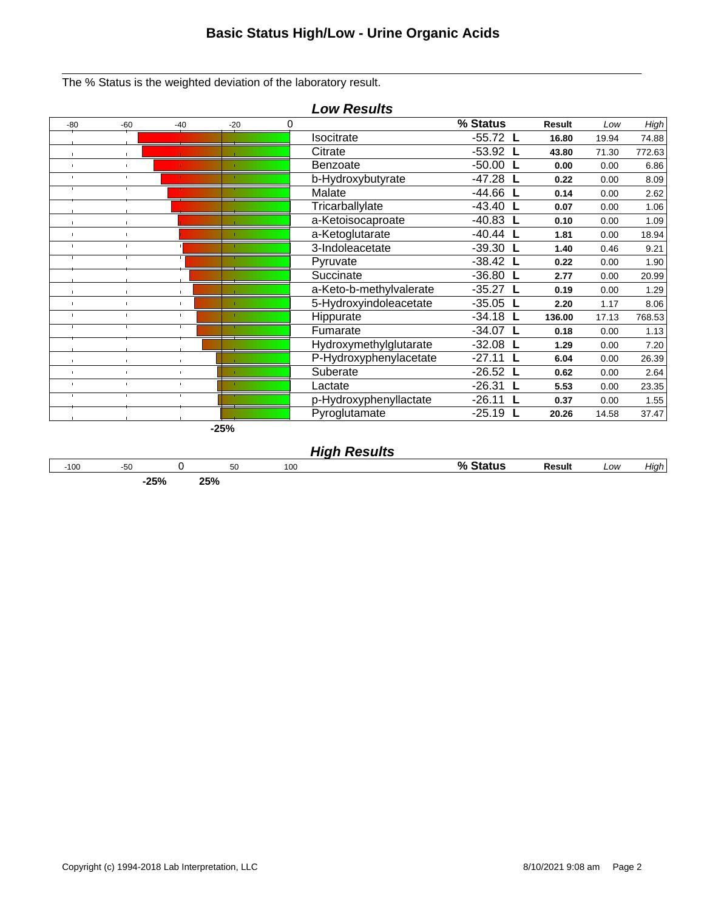# Basic Status High/Low - Urine Organic Acids

The % Status is the weighted deviation of the laboratory result.

## *Low Results*

| Analyte | % Status | | Result | Low | High |
|---|---|---|---|---|---|
| Isocitrate | -55.72 | L | **16.80** | 19.94 | 74.88 |
| Citrate | -53.92 | L | **43.80** | 71.30 | 772.63 |
| Benzoate | -50.00 | L | **0.00** | 0.00 | 6.86 |
| b-Hydroxybutyrate | -47.28 | L | **0.22** | 0.00 | 8.09 |
| Malate | -44.66 | L | **0.14** | 0.00 | 2.62 |
| Tricarballylate | -43.40 | L | **0.07** | 0.00 | 1.06 |
| a-Ketoisocaproate | -40.83 | L | **0.10** | 0.00 | 1.09 |
| a-Ketoglutarate | -40.44 | L | **1.81** | 0.00 | 18.94 |
| 3-Indoleacetate | -39.30 | L | **1.40** | 0.46 | 9.21 |
| Pyruvate | -38.42 | L | **0.22** | 0.00 | 1.90 |
| Succinate | -36.80 | L | **2.77** | 0.00 | 20.99 |
| a-Keto-b-methylvalerate | -35.27 | L | **0.19** | 0.00 | 1.29 |
| 5-Hydroxyindoleacetate | -35.05 | L | **2.20** | 1.17 | 8.06 |
| Hippurate | -34.18 | L | **136.00** | 17.13 | 768.53 |
| Fumarate | -34.07 | L | **0.18** | 0.00 | 1.13 |
| Hydroxymethylglutarate | -32.08 | L | **1.29** | 0.00 | 7.20 |
| P-Hydroxyphenylacetate | -27.11 | L | **6.04** | 0.00 | 26.39 |
| Suberate | -26.52 | L | **0.62** | 0.00 | 2.64 |
| Lactate | -26.31 | L | **5.53** | 0.00 | 23.35 |
| p-Hydroxyphenyllactate | -26.11 | L | **0.37** | 0.00 | 1.55 |
| Pyroglutamate | -25.19 | L | **20.26** | 14.58 | 37.47 |

**-25%**

## *High Results*

| Analyte | % Status | Result | Low | High |
|---|---|---|---|---|

**-25%** **25%**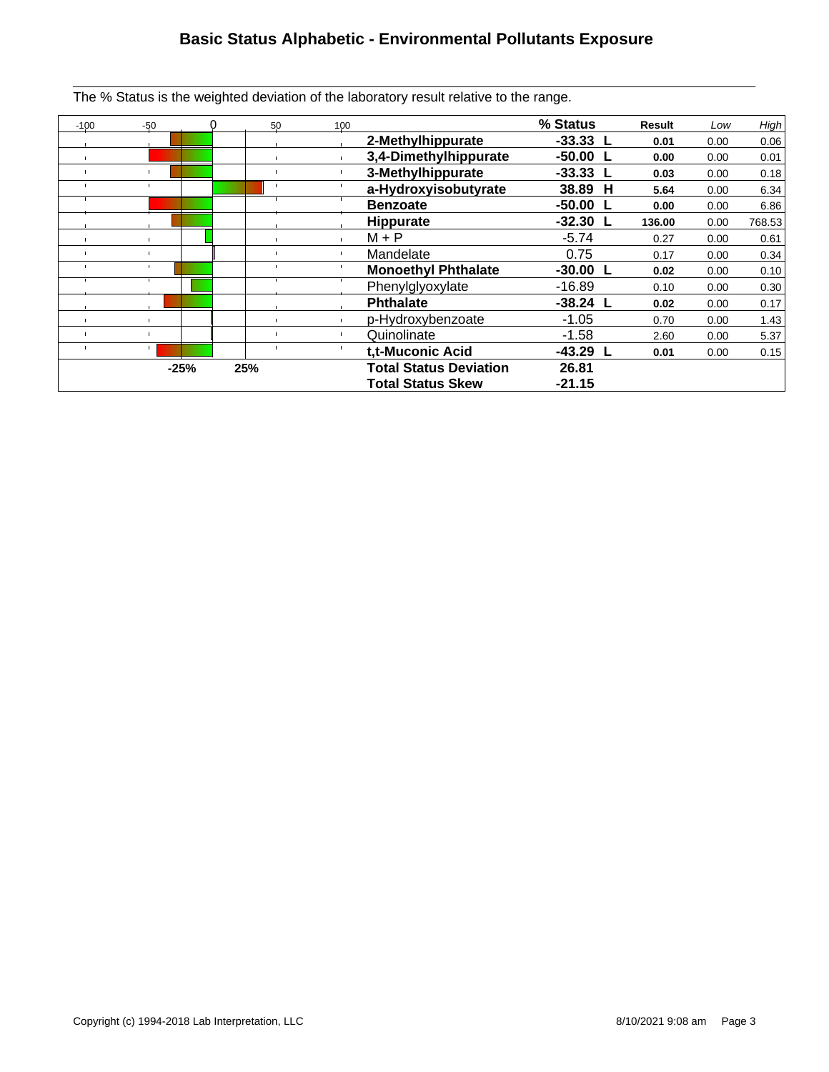# Basic Status Alphabetic - Environmental Pollutants Exposure

The % Status is the weighted deviation of the laboratory result relative to the range.

| | % Status | | Result | Low | High |
|---|---|---|---|---|---|
| **2-Methylhippurate** | **-33.33** | **L** | **0.01** | 0.00 | 0.06 |
| **3,4-Dimethylhippurate** | **-50.00** | **L** | **0.00** | 0.00 | 0.01 |
| **3-Methylhippurate** | **-33.33** | **L** | **0.03** | 0.00 | 0.18 |
| **a-Hydroxyisobutyrate** | **38.89** | **H** | **5.64** | 0.00 | 6.34 |
| **Benzoate** | **-50.00** | **L** | **0.00** | 0.00 | 6.86 |
| **Hippurate** | **-32.30** | **L** | **136.00** | 0.00 | 768.53 |
| M + P | -5.74 | | 0.27 | 0.00 | 0.61 |
| Mandelate | 0.75 | | 0.17 | 0.00 | 0.34 |
| **Monoethyl Phthalate** | **-30.00** | **L** | **0.02** | 0.00 | 0.10 |
| Phenylglyoxylate | -16.89 | | 0.10 | 0.00 | 0.30 |
| **Phthalate** | **-38.24** | **L** | **0.02** | 0.00 | 0.17 |
| p-Hydroxybenzoate | -1.05 | | 0.70 | 0.00 | 1.43 |
| Quinolinate | -1.58 | | 2.60 | 0.00 | 5.37 |
| **t,t-Muconic Acid** | **-43.29** | **L** | **0.01** | 0.00 | 0.15 |
| **Total Status Deviation** | **26.81** | | | | |
| **Total Status Skew** | **-21.15** | | | | |

Chart scale: -100, -50, 0, 50, 100; markers: **-25%**, **25%**

Copyright (c) 1994-2018 Lab Interpretation, LLC

8/10/2021 9:08 am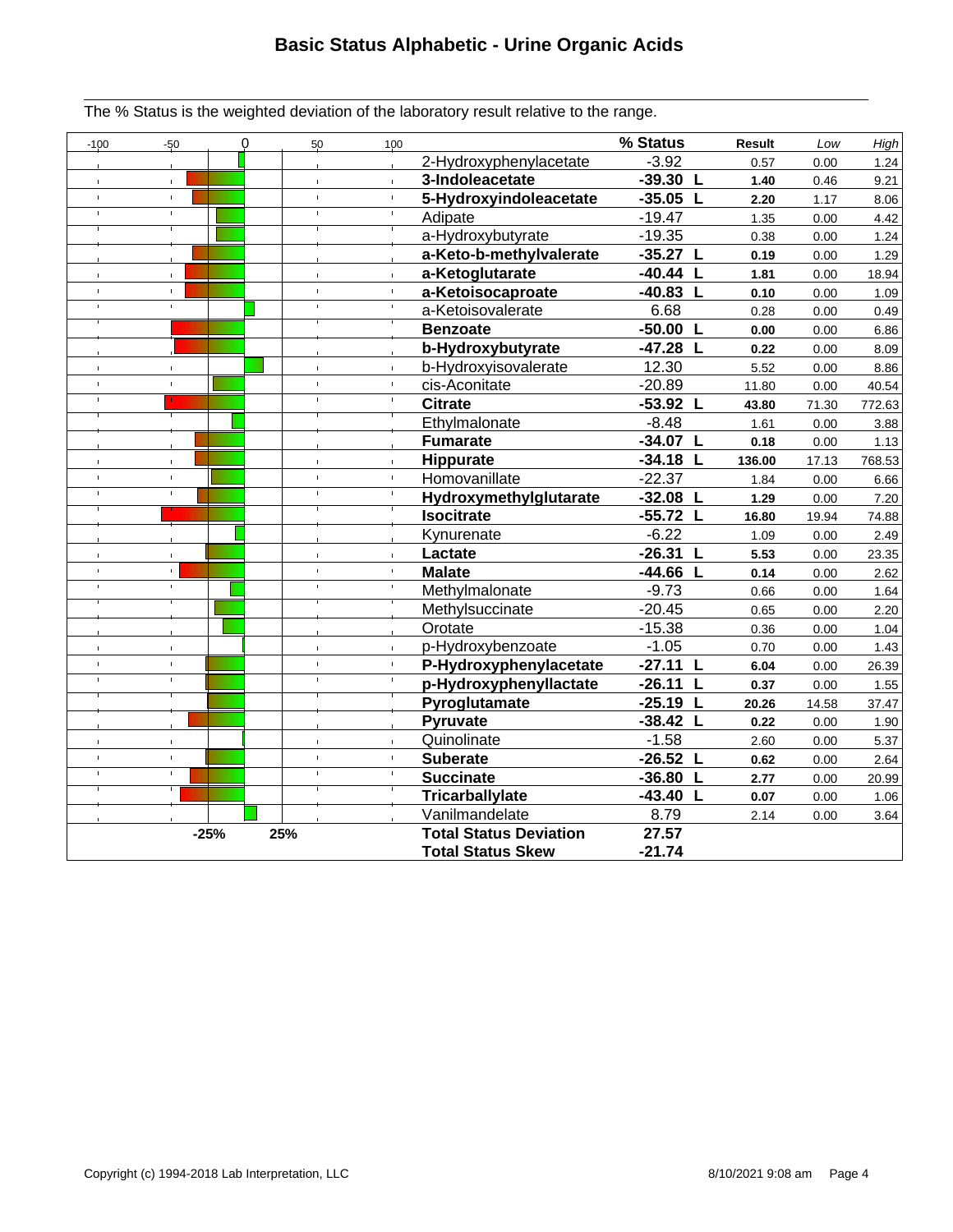# Basic Status Alphabetic - Urine Organic Acids

The % Status is the weighted deviation of the laboratory result relative to the range.

| Analyte | % Status | Flag | Result | Low | High |
|---|---|---|---|---|---|
| 2-Hydroxyphenylacetate | -3.92 | | 0.57 | 0.00 | 1.24 |
| **3-Indoleacetate** | **-39.30** | **L** | **1.40** | 0.46 | 9.21 |
| **5-Hydroxyindoleacetate** | **-35.05** | **L** | **2.20** | 1.17 | 8.06 |
| Adipate | -19.47 | | 1.35 | 0.00 | 4.42 |
| a-Hydroxybutyrate | -19.35 | | 0.38 | 0.00 | 1.24 |
| **a-Keto-b-methylvalerate** | **-35.27** | **L** | **0.19** | 0.00 | 1.29 |
| **a-Ketoglutarate** | **-40.44** | **L** | **1.81** | 0.00 | 18.94 |
| **a-Ketoisocaproate** | **-40.83** | **L** | **0.10** | 0.00 | 1.09 |
| a-Ketoisovalerate | 6.68 | | 0.28 | 0.00 | 0.49 |
| **Benzoate** | **-50.00** | **L** | **0.00** | 0.00 | 6.86 |
| **b-Hydroxybutyrate** | **-47.28** | **L** | **0.22** | 0.00 | 8.09 |
| b-Hydroxyisovalerate | 12.30 | | 5.52 | 0.00 | 8.86 |
| cis-Aconitate | -20.89 | | 11.80 | 0.00 | 40.54 |
| **Citrate** | **-53.92** | **L** | **43.80** | 71.30 | 772.63 |
| Ethylmalonate | -8.48 | | 1.61 | 0.00 | 3.88 |
| **Fumarate** | **-34.07** | **L** | **0.18** | 0.00 | 1.13 |
| **Hippurate** | **-34.18** | **L** | **136.00** | 17.13 | 768.53 |
| Homovanillate | -22.37 | | 1.84 | 0.00 | 6.66 |
| **Hydroxymethylglutarate** | **-32.08** | **L** | **1.29** | 0.00 | 7.20 |
| **Isocitrate** | **-55.72** | **L** | **16.80** | 19.94 | 74.88 |
| Kynurenate | -6.22 | | 1.09 | 0.00 | 2.49 |
| **Lactate** | **-26.31** | **L** | **5.53** | 0.00 | 23.35 |
| **Malate** | **-44.66** | **L** | **0.14** | 0.00 | 2.62 |
| Methylmalonate | -9.73 | | 0.66 | 0.00 | 1.64 |
| Methylsuccinate | -20.45 | | 0.65 | 0.00 | 2.20 |
| Orotate | -15.38 | | 0.36 | 0.00 | 1.04 |
| p-Hydroxybenzoate | -1.05 | | 0.70 | 0.00 | 1.43 |
| **P-Hydroxyphenylacetate** | **-27.11** | **L** | **6.04** | 0.00 | 26.39 |
| **p-Hydroxyphenyllactate** | **-26.11** | **L** | **0.37** | 0.00 | 1.55 |
| **Pyroglutamate** | **-25.19** | **L** | **20.26** | 14.58 | 37.47 |
| **Pyruvate** | **-38.42** | **L** | **0.22** | 0.00 | 1.90 |
| Quinolinate | -1.58 | | 2.60 | 0.00 | 5.37 |
| **Suberate** | **-26.52** | **L** | **0.62** | 0.00 | 2.64 |
| **Succinate** | **-36.80** | **L** | **2.77** | 0.00 | 20.99 |
| **Tricarballylate** | **-43.40** | **L** | **0.07** | 0.00 | 1.06 |
| Vanilmandelate | 8.79 | | 2.14 | 0.00 | 3.64 |
| **Total Status Deviation** | **27.57** | | | | |
| **Total Status Skew** | **-21.74** | | | | |

Copyright (c) 1994-2018 Lab Interpretation, LLC — 8/10/2021 9:08 am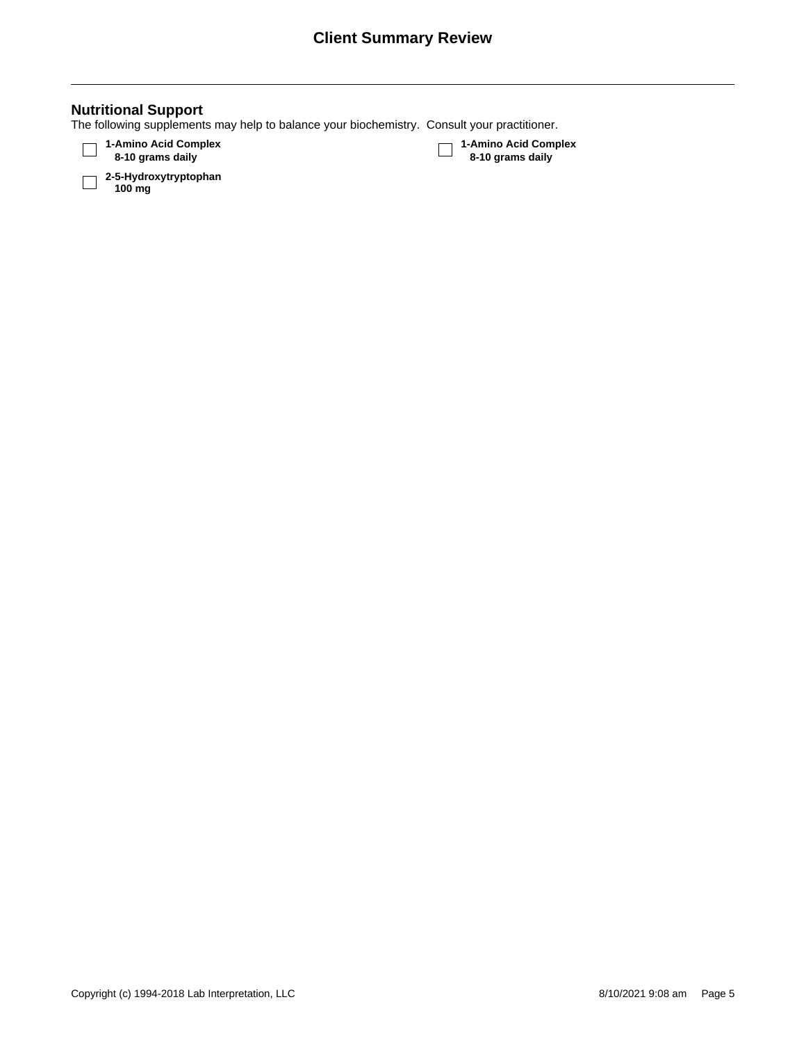## Nutritional Support

The following supplements may help to balance your biochemistry. Consult your practitioner.

- [ ] **1-Amino Acid Complex**
  **8-10 grams daily**
- [ ] **2-5-Hydroxytryptophan**
  **100 mg**
- [ ] **1-Amino Acid Complex**
  **8-10 grams daily**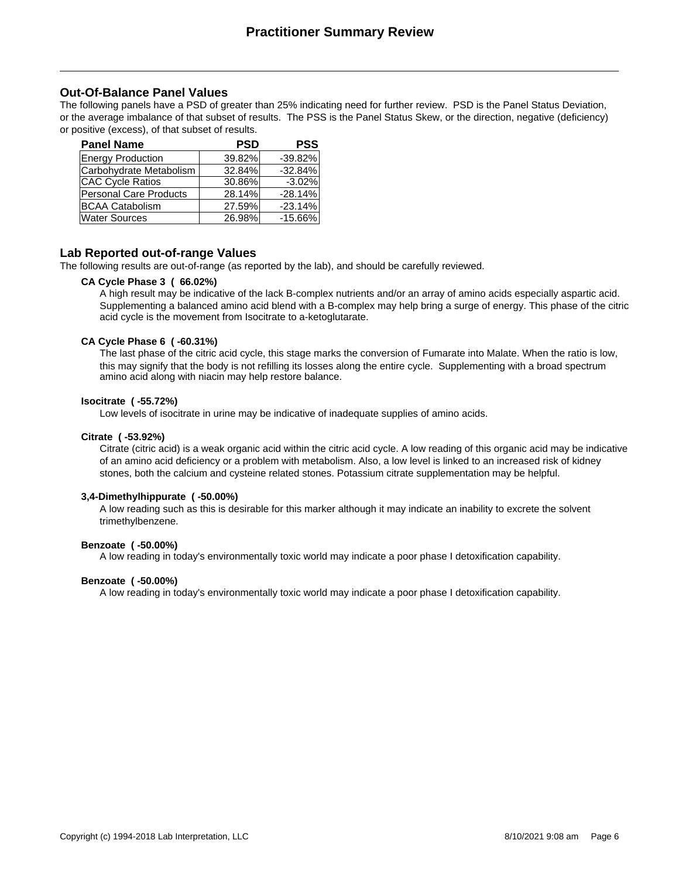# Practitioner Summary Review

## Out-Of-Balance Panel Values

The following panels have a PSD of greater than 25% indicating need for further review. PSD is the Panel Status Deviation, or the average imbalance of that subset of results. The PSS is the Panel Status Skew, or the direction, negative (deficiency) or positive (excess), of that subset of results.

| Panel Name | PSD | PSS |
|---|---|---|
| Energy Production | 39.82% | -39.82% |
| Carbohydrate Metabolism | 32.84% | -32.84% |
| CAC Cycle Ratios | 30.86% | -3.02% |
| Personal Care Products | 28.14% | -28.14% |
| BCAA Catabolism | 27.59% | -23.14% |
| Water Sources | 26.98% | -15.66% |

## Lab Reported out-of-range Values

The following results are out-of-range (as reported by the lab), and should be carefully reviewed.

**CA Cycle Phase 3 ( 66.02%)**

A high result may be indicative of the lack B-complex nutrients and/or an array of amino acids especially aspartic acid. Supplementing a balanced amino acid blend with a B-complex may help bring a surge of energy. This phase of the citric acid cycle is the movement from Isocitrate to a-ketoglutarate.

**CA Cycle Phase 6 ( -60.31%)**

The last phase of the citric acid cycle, this stage marks the conversion of Fumarate into Malate. When the ratio is low, this may signify that the body is not refilling its losses along the entire cycle. Supplementing with a broad spectrum amino acid along with niacin may help restore balance.

**Isocitrate ( -55.72%)**

Low levels of isocitrate in urine may be indicative of inadequate supplies of amino acids.

**Citrate ( -53.92%)**

Citrate (citric acid) is a weak organic acid within the citric acid cycle. A low reading of this organic acid may be indicative of an amino acid deficiency or a problem with metabolism. Also, a low level is linked to an increased risk of kidney stones, both the calcium and cysteine related stones. Potassium citrate supplementation may be helpful.

**3,4-Dimethylhippurate ( -50.00%)**

A low reading such as this is desirable for this marker although it may indicate an inability to excrete the solvent trimethylbenzene.

**Benzoate ( -50.00%)**

A low reading in today's environmentally toxic world may indicate a poor phase I detoxification capability.

**Benzoate ( -50.00%)**

A low reading in today's environmentally toxic world may indicate a poor phase I detoxification capability.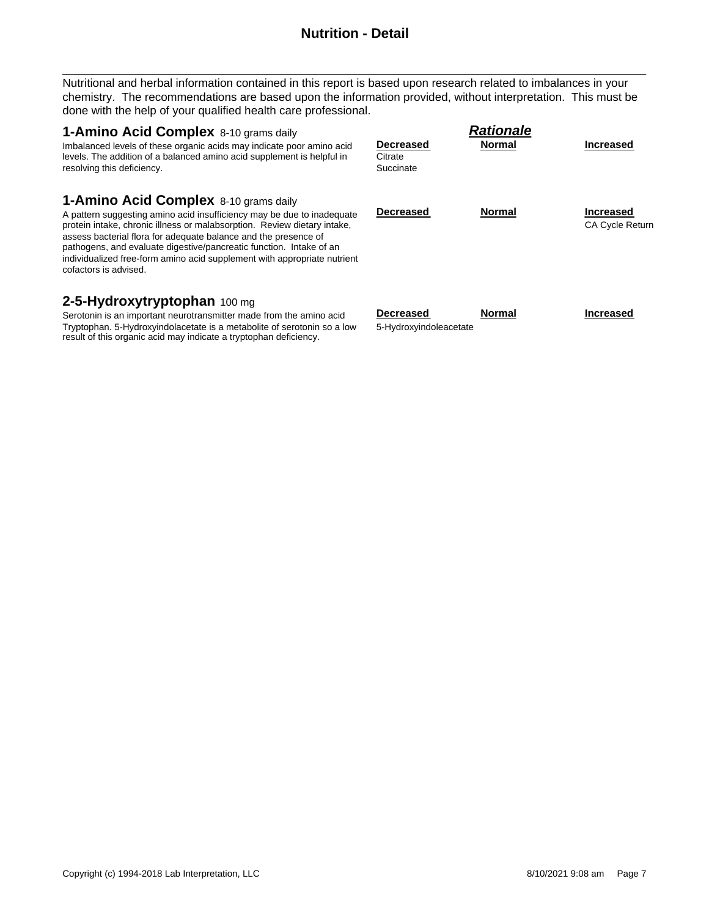# Nutrition - Detail

Nutritional and herbal information contained in this report is based upon research related to imbalances in your chemistry. The recommendations are based upon the information provided, without interpretation. This must be done with the help of your qualified health care professional.

## 1-Amino Acid Complex 8-10 grams daily

Imbalanced levels of these organic acids may indicate poor amino acid levels. The addition of a balanced amino acid supplement is helpful in resolving this deficiency.

***Rationale***

| Decreased | Normal | Increased |
|---|---|---|
| Citrate | | |
| Succinate | | |

## 1-Amino Acid Complex 8-10 grams daily

A pattern suggesting amino acid insufficiency may be due to inadequate protein intake, chronic illness or malabsorption. Review dietary intake, assess bacterial flora for adequate balance and the presence of pathogens, and evaluate digestive/pancreatic function. Intake of an individualized free-form amino acid supplement with appropriate nutrient cofactors is advised.

| Decreased | Normal | Increased |
|---|---|---|
| | | CA Cycle Return |

## 2-5-Hydroxytryptophan 100 mg

Serotonin is an important neurotransmitter made from the amino acid Tryptophan. 5-Hydroxyindolacetate is a metabolite of serotonin so a low result of this organic acid may indicate a tryptophan deficiency.

| Decreased | Normal | Increased |
|---|---|---|
| 5-Hydroxyindoleacetate | | |

Copyright (c) 1994-2018 Lab Interpretation, LLC — 8/10/2021 9:08 am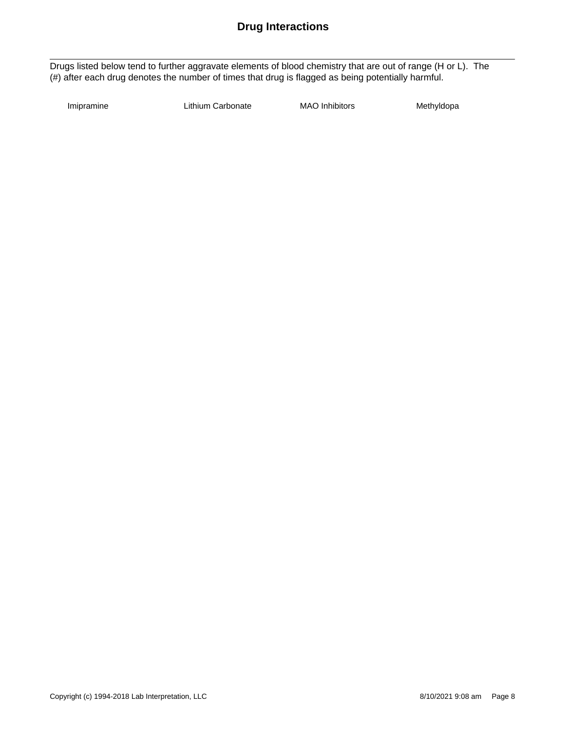# Drug Interactions

Drugs listed below tend to further aggravate elements of blood chemistry that are out of range (H or L). The (#) after each drug denotes the number of times that drug is flagged as being potentially harmful.

| | | | |
|---|---|---|---|
| Imipramine | Lithium Carbonate | MAO Inhibitors | Methyldopa |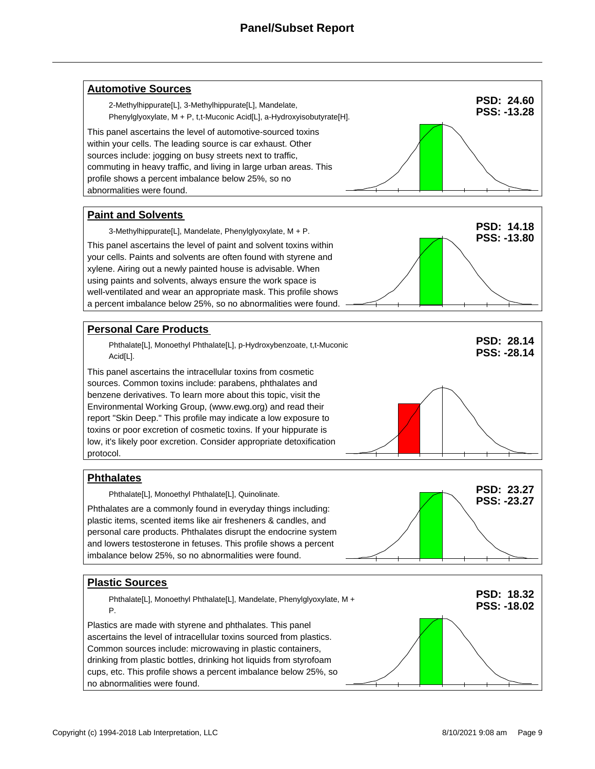# Panel/Subset Report

## Automotive Sources

2-Methylhippurate[L], 3-Methylhippurate[L], Mandelate, Phenylglyoxylate, M + P, t,t-Muconic Acid[L], a-Hydroxyisobutyrate[H].

**PSD: 24.60**
**PSS: -13.28**

This panel ascertains the level of automotive-sourced toxins within your cells. The leading source is car exhaust. Other sources include: jogging on busy streets next to traffic, commuting in heavy traffic, and living in large urban areas. This profile shows a percent imbalance below 25%, so no abnormalities were found.

## Paint and Solvents

3-Methylhippurate[L], Mandelate, Phenylglyoxylate, M + P.

**PSD: 14.18**
**PSS: -13.80**

This panel ascertains the level of paint and solvent toxins within your cells. Paints and solvents are often found with styrene and xylene. Airing out a newly painted house is advisable. When using paints and solvents, always ensure the work space is well-ventilated and wear an appropriate mask. This profile shows a percent imbalance below 25%, so no abnormalities were found.

## Personal Care Products

Phthalate[L], Monoethyl Phthalate[L], p-Hydroxybenzoate, t,t-Muconic Acid[L].

**PSD: 28.14**
**PSS: -28.14**

This panel ascertains the intracellular toxins from cosmetic sources. Common toxins include: parabens, phthalates and benzene derivatives. To learn more about this topic, visit the Environmental Working Group, (www.ewg.org) and read their report "Skin Deep." This profile may indicate a low exposure to toxins or poor excretion of cosmetic toxins. If your hippurate is low, it's likely poor excretion. Consider appropriate detoxification protocol.

## Phthalates

Phthalate[L], Monoethyl Phthalate[L], Quinolinate.

**PSD: 23.27**
**PSS: -23.27**

Phthalates are a commonly found in everyday things including: plastic items, scented items like air fresheners & candles, and personal care products. Phthalates disrupt the endocrine system and lowers testosterone in fetuses. This profile shows a percent imbalance below 25%, so no abnormalities were found.

## Plastic Sources

Phthalate[L], Monoethyl Phthalate[L], Mandelate, Phenylglyoxylate, M + P.

**PSD: 18.32**
**PSS: -18.02**

Plastics are made with styrene and phthalates. This panel ascertains the level of intracellular toxins sourced from plastics. Common sources include: microwaving in plastic containers, drinking from plastic bottles, drinking hot liquids from styrofoam cups, etc. This profile shows a percent imbalance below 25%, so no abnormalities were found.

Copyright (c) 1994-2018 Lab Interpretation, LLC 8/10/2021 9:08 am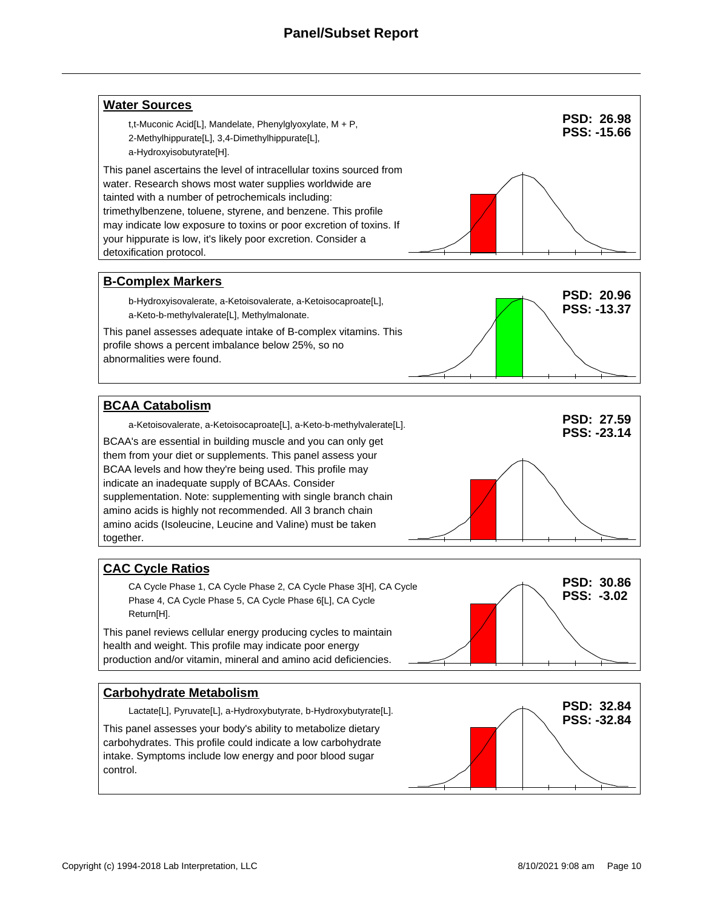# Panel/Subset Report

## Water Sources

t,t-Muconic Acid[L], Mandelate, Phenylglyoxylate, M + P, 2-Methylhippurate[L], 3,4-Dimethylhippurate[L], a-Hydroxyisobutyrate[H].

This panel ascertains the level of intracellular toxins sourced from water. Research shows most water supplies worldwide are tainted with a number of petrochemicals including: trimethylbenzene, toluene, styrene, and benzene. This profile may indicate low exposure to toxins or poor excretion of toxins. If your hippurate is low, it's likely poor excretion. Consider a detoxification protocol.

**PSD: 26.98**
**PSS: -15.66**

## B-Complex Markers

b-Hydroxyisovalerate, a-Ketoisovalerate, a-Ketoisocaproate[L], a-Keto-b-methylvalerate[L], Methylmalonate.

This panel assesses adequate intake of B-complex vitamins. This profile shows a percent imbalance below 25%, so no abnormalities were found.

**PSD: 20.96**
**PSS: -13.37**

## BCAA Catabolism

a-Ketoisovalerate, a-Ketoisocaproate[L], a-Keto-b-methylvalerate[L].

BCAA's are essential in building muscle and you can only get them from your diet or supplements. This panel assess your BCAA levels and how they're being used. This profile may indicate an inadequate supply of BCAAs. Consider supplementation. Note: supplementing with single branch chain amino acids is highly not recommended. All 3 branch chain amino acids (Isoleucine, Leucine and Valine) must be taken together.

**PSD: 27.59**
**PSS: -23.14**

## CAC Cycle Ratios

CA Cycle Phase 1, CA Cycle Phase 2, CA Cycle Phase 3[H], CA Cycle Phase 4, CA Cycle Phase 5, CA Cycle Phase 6[L], CA Cycle Return[H].

This panel reviews cellular energy producing cycles to maintain health and weight. This profile may indicate poor energy production and/or vitamin, mineral and amino acid deficiencies.

**PSD: 30.86**
**PSS: -3.02**

## Carbohydrate Metabolism

Lactate[L], Pyruvate[L], a-Hydroxybutyrate, b-Hydroxybutyrate[L].

This panel assesses your body's ability to metabolize dietary carbohydrates. This profile could indicate a low carbohydrate intake. Symptoms include low energy and poor blood sugar control.

**PSD: 32.84**
**PSS: -32.84**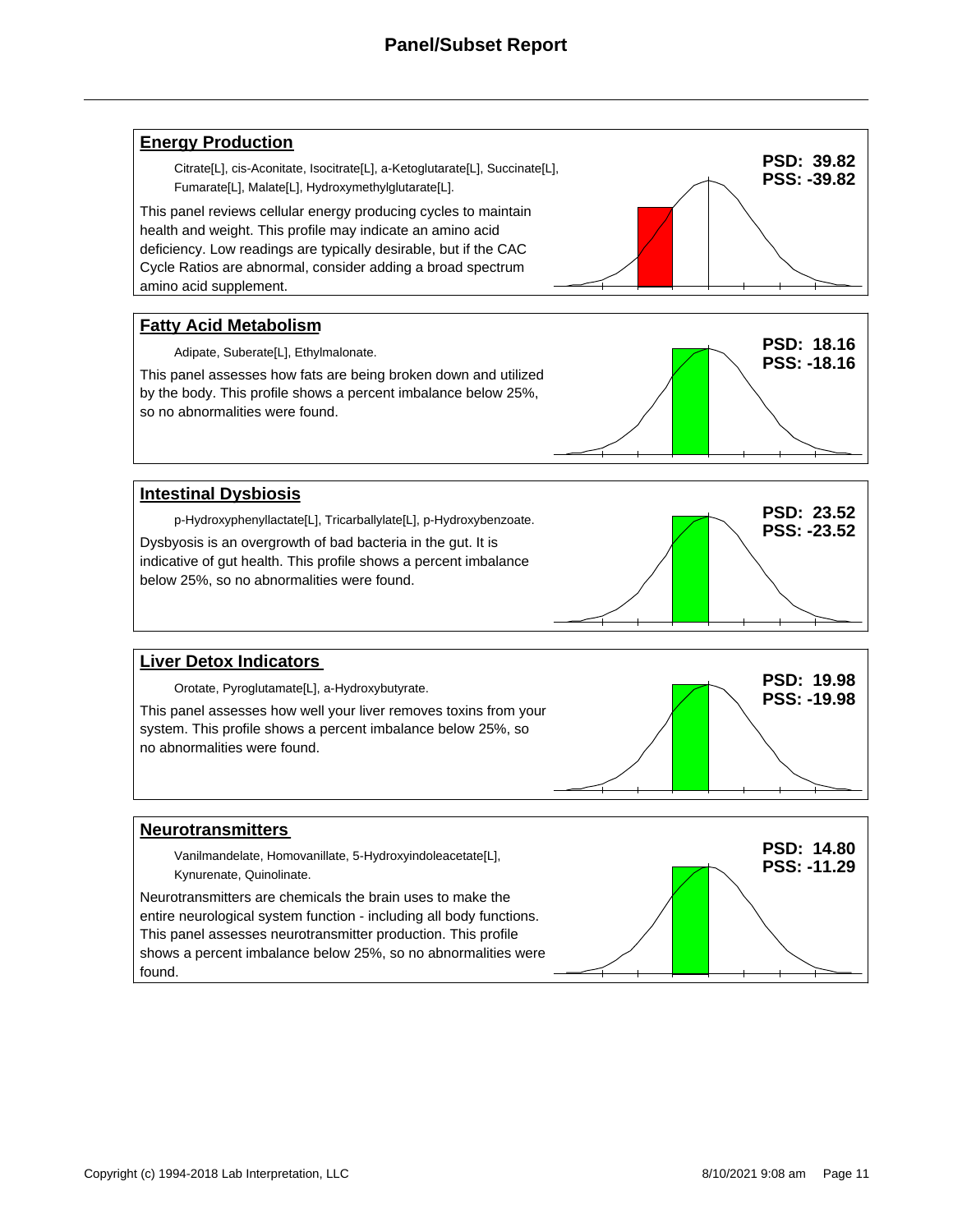# Panel/Subset Report

## Energy Production

Citrate[L], cis-Aconitate, Isocitrate[L], a-Ketoglutarate[L], Succinate[L], Fumarate[L], Malate[L], Hydroxymethylglutarate[L].

This panel reviews cellular energy producing cycles to maintain health and weight. This profile may indicate an amino acid deficiency. Low readings are typically desirable, but if the CAC Cycle Ratios are abnormal, consider adding a broad spectrum amino acid supplement.

**PSD: 39.82**
**PSS: -39.82**

## Fatty Acid Metabolism

Adipate, Suberate[L], Ethylmalonate.

This panel assesses how fats are being broken down and utilized by the body. This profile shows a percent imbalance below 25%, so no abnormalities were found.

**PSD: 18.16**
**PSS: -18.16**

## Intestinal Dysbiosis

p-Hydroxyphenyllactate[L], Tricarballylate[L], p-Hydroxybenzoate.

Dysbyosis is an overgrowth of bad bacteria in the gut. It is indicative of gut health. This profile shows a percent imbalance below 25%, so no abnormalities were found.

**PSD: 23.52**
**PSS: -23.52**

## Liver Detox Indicators

Orotate, Pyroglutamate[L], a-Hydroxybutyrate.

This panel assesses how well your liver removes toxins from your system. This profile shows a percent imbalance below 25%, so no abnormalities were found.

**PSD: 19.98**
**PSS: -19.98**

## Neurotransmitters

Vanilmandelate, Homovanillate, 5-Hydroxyindoleacetate[L], Kynurenate, Quinolinate.

Neurotransmitters are chemicals the brain uses to make the entire neurological system function - including all body functions. This panel assesses neurotransmitter production. This profile shows a percent imbalance below 25%, so no abnormalities were found.

**PSD: 14.80**
**PSS: -11.29**

Copyright (c) 1994-2018 Lab Interpretation, LLC 8/10/2021 9:08 am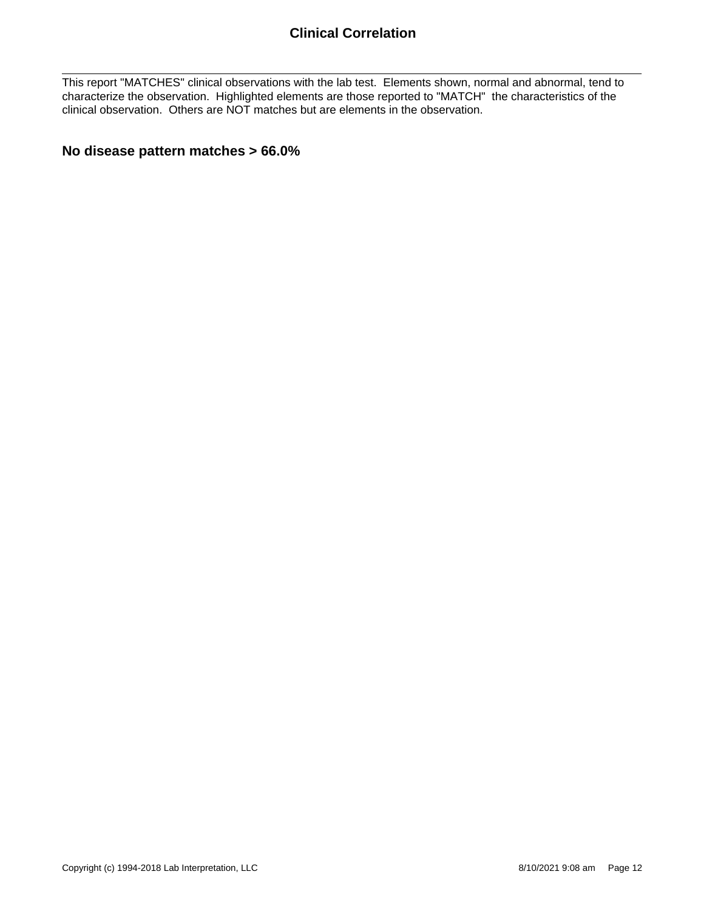# Clinical Correlation

This report "MATCHES" clinical observations with the lab test. Elements shown, normal and abnormal, tend to characterize the observation. Highlighted elements are those reported to "MATCH" the characteristics of the clinical observation. Others are NOT matches but are elements in the observation.

## No disease pattern matches > 66.0%